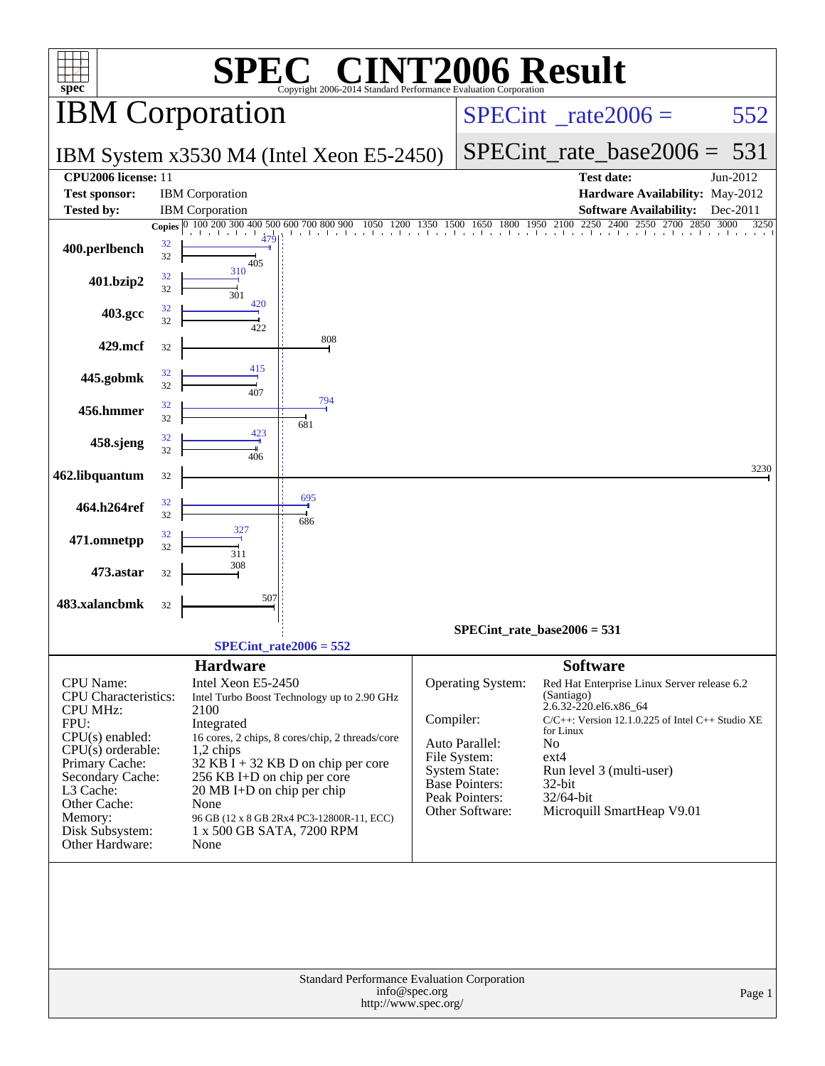# SPEC® CINT2006 Result

Copyright 2006-2014 Standard Performance Evaluation Corporation

## IBM Corporation

IBM System x3530 M4 (Intel Xeon E5-2450)

SPECint_rate2006 = 552

SPECint_rate_base2006 = 531

| | | | |
|---|---|---|---|
| **CPU2006 license:** 11 | | **Test date:** | Jun-2012 |
| **Test sponsor:** | IBM Corporation | **Hardware Availability:** | May-2012 |
| **Tested by:** | IBM Corporation | **Software Availability:** | Dec-2011 |

| Benchmark | Copies | Peak | Base |
|---|---|---|---|
| 400.perlbench | 32 | 479 | 405 |
| 401.bzip2 | 32 | 310 | 301 |
| 403.gcc | 32 | 420 | 422 |
| 429.mcf | 32 | | 808 |
| 445.gobmk | 32 | 415 | 407 |
| 456.hmmer | 32 | 794 | 681 |
| 458.sjeng | 32 | 423 | 406 |
| 462.libquantum | 32 | | 3230 |
| 464.h264ref | 32 | 695 | 686 |
| 471.omnetpp | 32 | 327 | 311 |
| 473.astar | 32 | | 308 |
| 483.xalancbmk | 32 | | 507 |

SPECint_rate_base2006 = 531

SPECint_rate2006 = 552

### Hardware

| | |
|---|---|
| CPU Name: | Intel Xeon E5-2450 |
| CPU Characteristics: | Intel Turbo Boost Technology up to 2.90 GHz |
| CPU MHz: | 2100 |
| FPU: | Integrated |
| CPU(s) enabled: | 16 cores, 2 chips, 8 cores/chip, 2 threads/core |
| CPU(s) orderable: | 1,2 chips |
| Primary Cache: | 32 KB I + 32 KB D on chip per core |
| Secondary Cache: | 256 KB I+D on chip per core |
| L3 Cache: | 20 MB I+D on chip per chip |
| Other Cache: | None |
| Memory: | 96 GB (12 x 8 GB 2Rx4 PC3-12800R-11, ECC) |
| Disk Subsystem: | 1 x 500 GB SATA, 7200 RPM |
| Other Hardware: | None |

### Software

| | |
|---|---|
| Operating System: | Red Hat Enterprise Linux Server release 6.2 (Santiago) 2.6.32-220.el6.x86_64 |
| Compiler: | C/C++: Version 12.1.0.225 of Intel C++ Studio XE for Linux |
| Auto Parallel: | No |
| File System: | ext4 |
| System State: | Run level 3 (multi-user) |
| Base Pointers: | 32-bit |
| Peak Pointers: | 32/64-bit |
| Other Software: | Microquill SmartHeap V9.01 |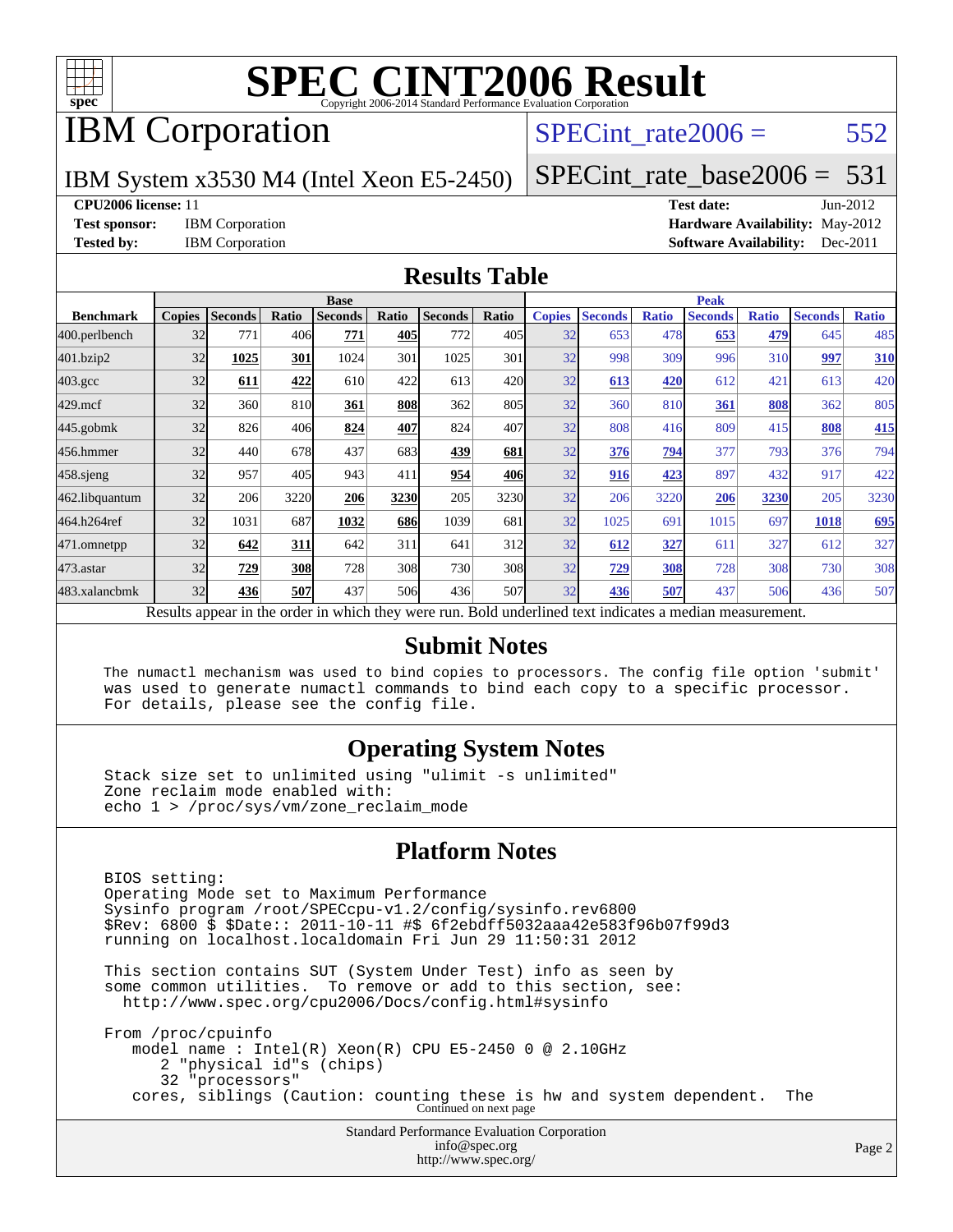# SPEC CINT2006 Result

Copyright 2006-2014 Standard Performance Evaluation Corporation

## IBM Corporation

IBM System x3530 M4 (Intel Xeon E5-2450)

SPECint_rate2006 = 552

SPECint_rate_base2006 = 531

**CPU2006 license:** 11

**Test sponsor:** IBM Corporation

**Tested by:** IBM Corporation

**Test date:** Jun-2012

**Hardware Availability:** May-2012

**Software Availability:** Dec-2011

## Results Table

| Benchmark | Base | | | | | | | Peak | | | | | | |
|---|---|---|---|---|---|---|---|---|---|---|---|---|---|---|
| | Copies | Seconds | Ratio | Seconds | Ratio | Seconds | Ratio | Copies | Seconds | Ratio | Seconds | Ratio | Seconds | Ratio |
| 400.perlbench | 32 | 771 | 406 | **771** | **405** | 772 | 405 | 32 | 653 | 478 | **653** | **479** | 645 | 485 |
| 401.bzip2 | 32 | **1025** | **301** | 1024 | 301 | 1025 | 301 | 32 | 998 | 309 | 996 | 310 | **997** | **310** |
| 403.gcc | 32 | **611** | **422** | 610 | 422 | 613 | 420 | 32 | **613** | **420** | 612 | 421 | 613 | 420 |
| 429.mcf | 32 | 360 | 810 | **361** | **808** | 362 | 805 | 32 | 360 | 810 | **361** | **808** | 362 | 805 |
| 445.gobmk | 32 | 826 | 406 | **824** | **407** | 824 | 407 | 32 | 808 | 416 | 809 | 415 | **808** | **415** |
| 456.hmmer | 32 | 440 | 678 | 437 | 683 | **439** | **681** | 32 | **376** | **794** | 377 | 793 | 376 | 794 |
| 458.sjeng | 32 | 957 | 405 | 943 | 411 | **954** | **406** | 32 | **916** | **423** | 897 | 432 | 917 | 422 |
| 462.libquantum | 32 | 206 | 3220 | **206** | **3230** | 205 | 3230 | 32 | 206 | 3220 | **206** | **3230** | 205 | 3230 |
| 464.h264ref | 32 | 1031 | 687 | **1032** | **686** | 1039 | 681 | 32 | 1025 | 691 | 1015 | 697 | **1018** | **695** |
| 471.omnetpp | 32 | **642** | **311** | 642 | 311 | 641 | 312 | 32 | **612** | **327** | 611 | 327 | 612 | 327 |
| 473.astar | 32 | **729** | **308** | 728 | 308 | 730 | 308 | 32 | **729** | **308** | 728 | 308 | 730 | 308 |
| 483.xalancbmk | 32 | **436** | **507** | 437 | 506 | 436 | 507 | 32 | **436** | **507** | 437 | 506 | 436 | 507 |

Results appear in the order in which they were run. Bold underlined text indicates a median measurement.

## Submit Notes

```
The numactl mechanism was used to bind copies to processors. The config file option 'submit'
was used to generate numactl commands to bind each copy to a specific processor.
For details, please see the config file.
```

## Operating System Notes

```
Stack size set to unlimited using "ulimit -s unlimited"
Zone reclaim mode enabled with:
echo 1 > /proc/sys/vm/zone_reclaim_mode
```

## Platform Notes

```
BIOS setting:
Operating Mode set to Maximum Performance
Sysinfo program /root/SPECcpu-v1.2/config/sysinfo.rev6800
$Rev: 6800 $ $Date:: 2011-10-11 #$ 6f2ebdff5032aaa42e583f96b07f99d3
running on localhost.localdomain Fri Jun 29 11:50:31 2012

This section contains SUT (System Under Test) info as seen by
some common utilities.  To remove or add to this section, see:
  http://www.spec.org/cpu2006/Docs/config.html#sysinfo

From /proc/cpuinfo
   model name : Intel(R) Xeon(R) CPU E5-2450 0 @ 2.10GHz
      2 "physical id"s (chips)
      32 "processors"
   cores, siblings (Caution: counting these is hw and system dependent.  The
```

Continued on next page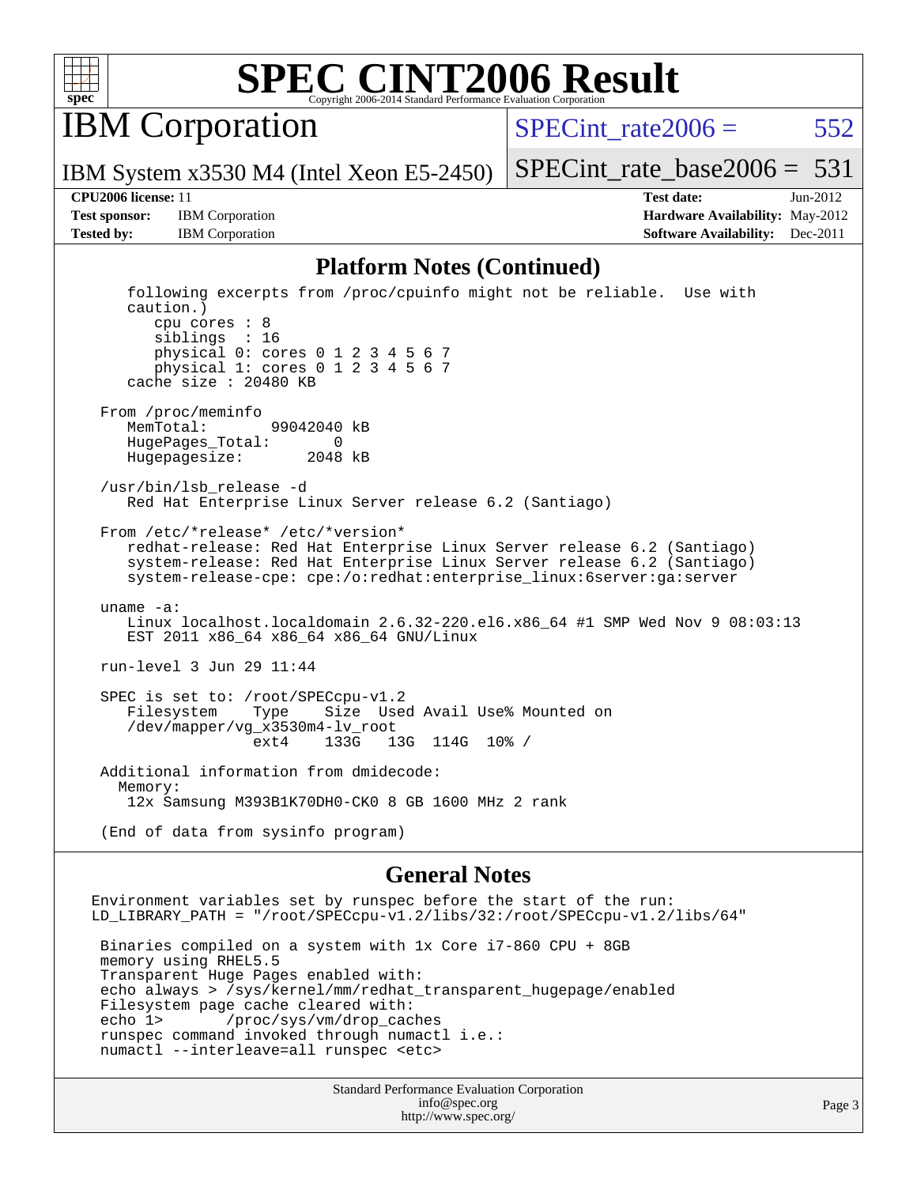# SPEC CINT2006 Result

Copyright 2006-2014 Standard Performance Evaluation Corporation

## IBM Corporation

IBM System x3530 M4 (Intel Xeon E5-2450)

SPECint_rate2006 = 552

SPECint_rate_base2006 = 531

**CPU2006 license:** 11
**Test sponsor:** IBM Corporation
**Tested by:** IBM Corporation

**Test date:** Jun-2012
**Hardware Availability:** May-2012
**Software Availability:** Dec-2011

## Platform Notes (Continued)

```
    following excerpts from /proc/cpuinfo might not be reliable.  Use with
    caution.)
       cpu cores : 8
       siblings  : 16
       physical 0: cores 0 1 2 3 4 5 6 7
       physical 1: cores 0 1 2 3 4 5 6 7
    cache size : 20480 KB

 From /proc/meminfo
    MemTotal:       99042040 kB
    HugePages_Total:       0
    Hugepagesize:       2048 kB

 /usr/bin/lsb_release -d
    Red Hat Enterprise Linux Server release 6.2 (Santiago)

 From /etc/*release* /etc/*version*
    redhat-release: Red Hat Enterprise Linux Server release 6.2 (Santiago)
    system-release: Red Hat Enterprise Linux Server release 6.2 (Santiago)
    system-release-cpe: cpe:/o:redhat:enterprise_linux:6server:ga:server

 uname -a:
    Linux localhost.localdomain 2.6.32-220.el6.x86_64 #1 SMP Wed Nov 9 08:03:13
    EST 2011 x86_64 x86_64 x86_64 GNU/Linux

 run-level 3 Jun 29 11:44

 SPEC is set to: /root/SPECcpu-v1.2
    Filesystem    Type    Size  Used Avail Use% Mounted on
    /dev/mapper/vg_x3530m4-lv_root
                  ext4    133G   13G  114G  10% /

 Additional information from dmidecode:
   Memory:
    12x Samsung M393B1K70DH0-CK0 8 GB 1600 MHz 2 rank

 (End of data from sysinfo program)
```

## General Notes

```
Environment variables set by runspec before the start of the run:
LD_LIBRARY_PATH = "/root/SPECcpu-v1.2/libs/32:/root/SPECcpu-v1.2/libs/64"

 Binaries compiled on a system with 1x Core i7-860 CPU + 8GB
 memory using RHEL5.5
 Transparent Huge Pages enabled with:
 echo always > /sys/kernel/mm/redhat_transparent_hugepage/enabled
 Filesystem page cache cleared with:
 echo 1>       /proc/sys/vm/drop_caches
 runspec command invoked through numactl i.e.:
 numactl --interleave=all runspec <etc>
```

Standard Performance Evaluation Corporation
info@spec.org
http://www.spec.org/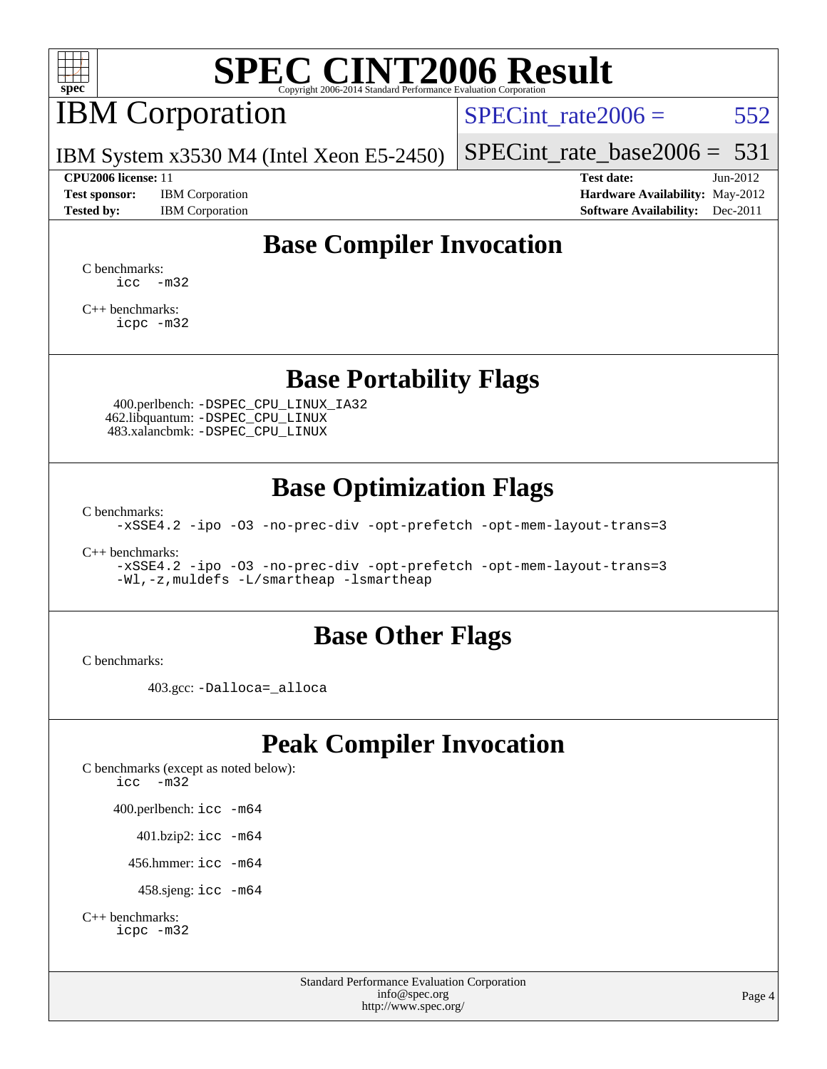# SPEC CINT2006 Result

IBM Corporation

IBM System x3530 M4 (Intel Xeon E5-2450)

SPECint_rate2006 = 552

SPECint_rate_base2006 = 531

**CPU2006 license:** 11
**Test sponsor:** IBM Corporation
**Tested by:** IBM Corporation

**Test date:** Jun-2012
**Hardware Availability:** May-2012
**Software Availability:** Dec-2011

## Base Compiler Invocation

C benchmarks:
```
icc  -m32
```

C++ benchmarks:
```
icpc -m32
```

## Base Portability Flags

400.perlbench: `-DSPEC_CPU_LINUX_IA32`
462.libquantum: `-DSPEC_CPU_LINUX`
483.xalancbmk: `-DSPEC_CPU_LINUX`

## Base Optimization Flags

C benchmarks:
```
-xSSE4.2 -ipo -O3 -no-prec-div -opt-prefetch -opt-mem-layout-trans=3
```

C++ benchmarks:
```
-xSSE4.2 -ipo -O3 -no-prec-div -opt-prefetch -opt-mem-layout-trans=3
-Wl,-z,muldefs -L/smartheap -lsmartheap
```

## Base Other Flags

C benchmarks:

403.gcc: `-Dalloca=_alloca`

## Peak Compiler Invocation

C benchmarks (except as noted below):
```
icc  -m32
```

400.perlbench: `icc -m64`

401.bzip2: `icc -m64`

456.hmmer: `icc -m64`

458.sjeng: `icc -m64`

C++ benchmarks:
```
icpc -m32
```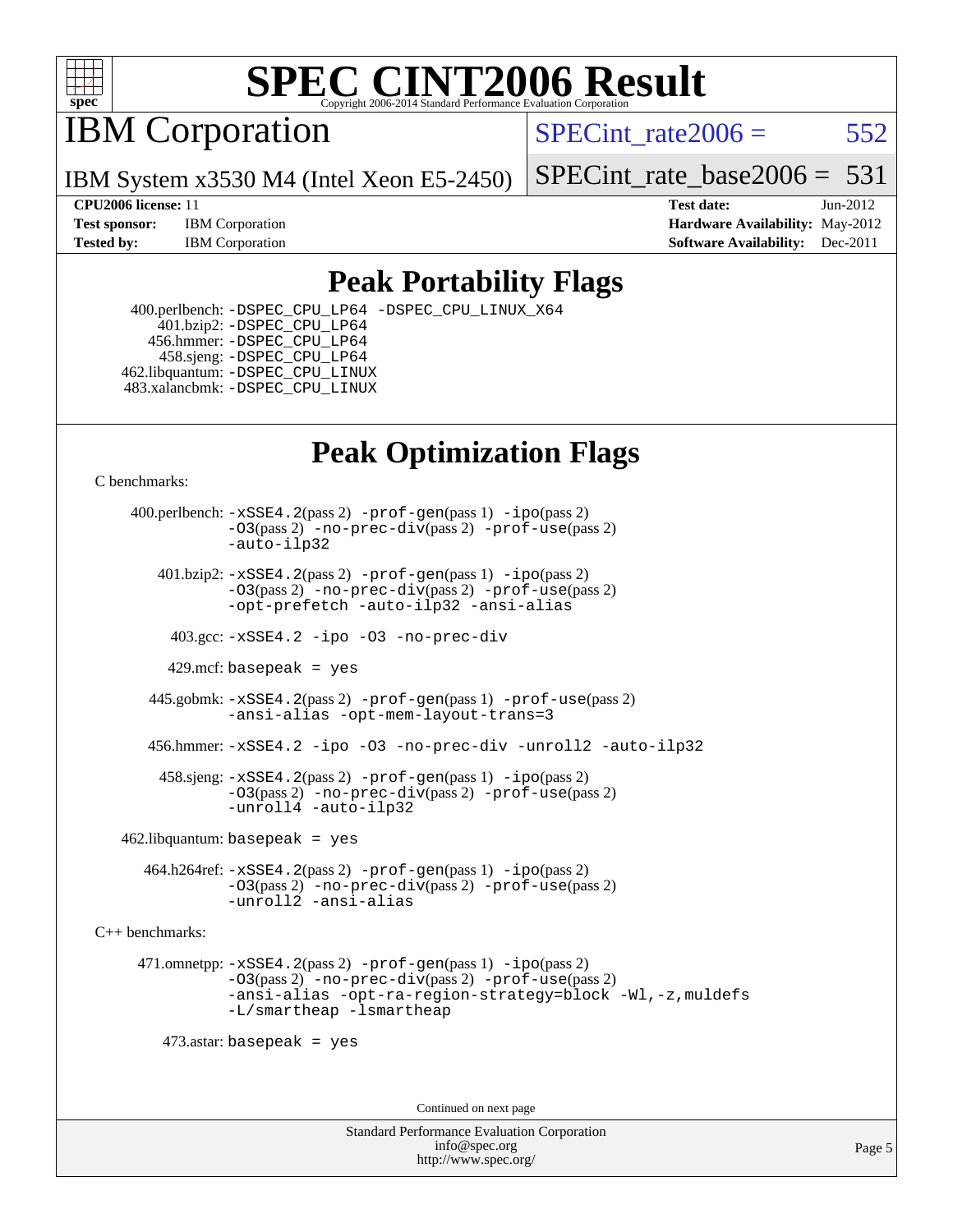# SPEC CINT2006 Result

Copyright 2006-2014 Standard Performance Evaluation Corporation

## IBM Corporation

IBM System x3530 M4 (Intel Xeon E5-2450)

SPECint_rate2006 = 552

SPECint_rate_base2006 = 531

| | | | |
|---|---|---|---|
| **CPU2006 license:** 11 | | **Test date:** | Jun-2012 |
| **Test sponsor:** | IBM Corporation | **Hardware Availability:** | May-2012 |
| **Tested by:** | IBM Corporation | **Software Availability:** | Dec-2011 |

## Peak Portability Flags

400.perlbench: -DSPEC_CPU_LP64 -DSPEC_CPU_LINUX_X64
401.bzip2: -DSPEC_CPU_LP64
456.hmmer: -DSPEC_CPU_LP64
458.sjeng: -DSPEC_CPU_LP64
462.libquantum: -DSPEC_CPU_LINUX
483.xalancbmk: -DSPEC_CPU_LINUX

## Peak Optimization Flags

C benchmarks:

400.perlbench: -xSSE4.2(pass 2) -prof-gen(pass 1) -ipo(pass 2) -O3(pass 2) -no-prec-div(pass 2) -prof-use(pass 2) -auto-ilp32

401.bzip2: -xSSE4.2(pass 2) -prof-gen(pass 1) -ipo(pass 2) -O3(pass 2) -no-prec-div(pass 2) -prof-use(pass 2) -opt-prefetch -auto-ilp32 -ansi-alias

403.gcc: -xSSE4.2 -ipo -O3 -no-prec-div

429.mcf: basepeak = yes

445.gobmk: -xSSE4.2(pass 2) -prof-gen(pass 1) -prof-use(pass 2) -ansi-alias -opt-mem-layout-trans=3

456.hmmer: -xSSE4.2 -ipo -O3 -no-prec-div -unroll2 -auto-ilp32

458.sjeng: -xSSE4.2(pass 2) -prof-gen(pass 1) -ipo(pass 2) -O3(pass 2) -no-prec-div(pass 2) -prof-use(pass 2) -unroll4 -auto-ilp32

462.libquantum: basepeak = yes

464.h264ref: -xSSE4.2(pass 2) -prof-gen(pass 1) -ipo(pass 2) -O3(pass 2) -no-prec-div(pass 2) -prof-use(pass 2) -unroll2 -ansi-alias

C++ benchmarks:

471.omnetpp: -xSSE4.2(pass 2) -prof-gen(pass 1) -ipo(pass 2) -O3(pass 2) -no-prec-div(pass 2) -prof-use(pass 2) -ansi-alias -opt-ra-region-strategy=block -Wl,-z,muldefs -L/smartheap -lsmartheap

473.astar: basepeak = yes

Continued on next page

Standard Performance Evaluation Corporation
info@spec.org
http://www.spec.org/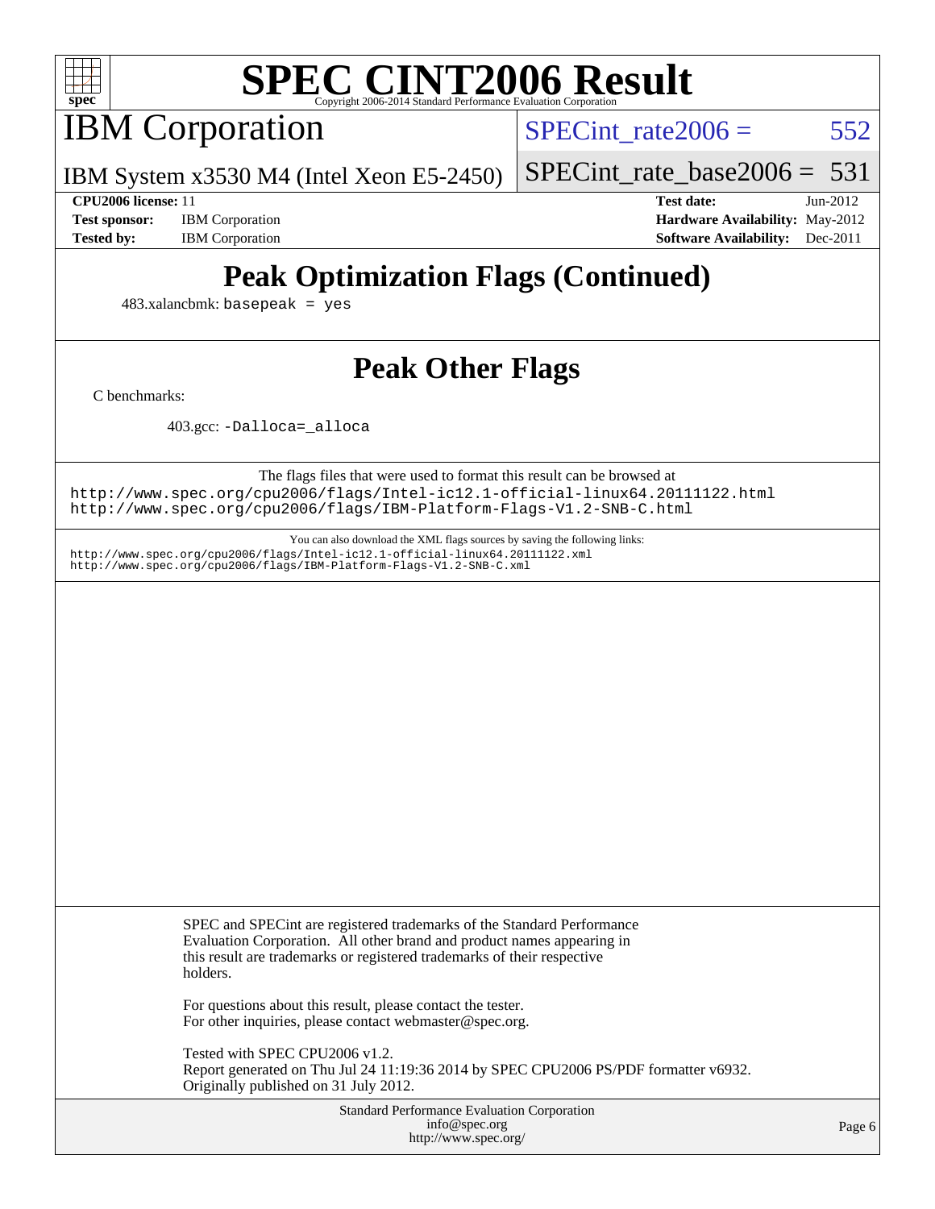# Peak Optimization Flags (Continued)

483.xalancbmk: basepeak = yes

# Peak Other Flags

C benchmarks:

403.gcc: -Dalloca=_alloca

The flags files that were used to format this result can be browsed at
http://www.spec.org/cpu2006/flags/Intel-ic12.1-official-linux64.20111122.html
http://www.spec.org/cpu2006/flags/IBM-Platform-Flags-V1.2-SNB-C.html

You can also download the XML flags sources by saving the following links:
http://www.spec.org/cpu2006/flags/Intel-ic12.1-official-linux64.20111122.xml
http://www.spec.org/cpu2006/flags/IBM-Platform-Flags-V1.2-SNB-C.xml

SPEC and SPECint are registered trademarks of the Standard Performance Evaluation Corporation. All other brand and product names appearing in this result are trademarks or registered trademarks of their respective holders.

For questions about this result, please contact the tester.
For other inquiries, please contact webmaster@spec.org.

Tested with SPEC CPU2006 v1.2.
Report generated on Thu Jul 24 11:19:36 2014 by SPEC CPU2006 PS/PDF formatter v6932.
Originally published on 31 July 2012.